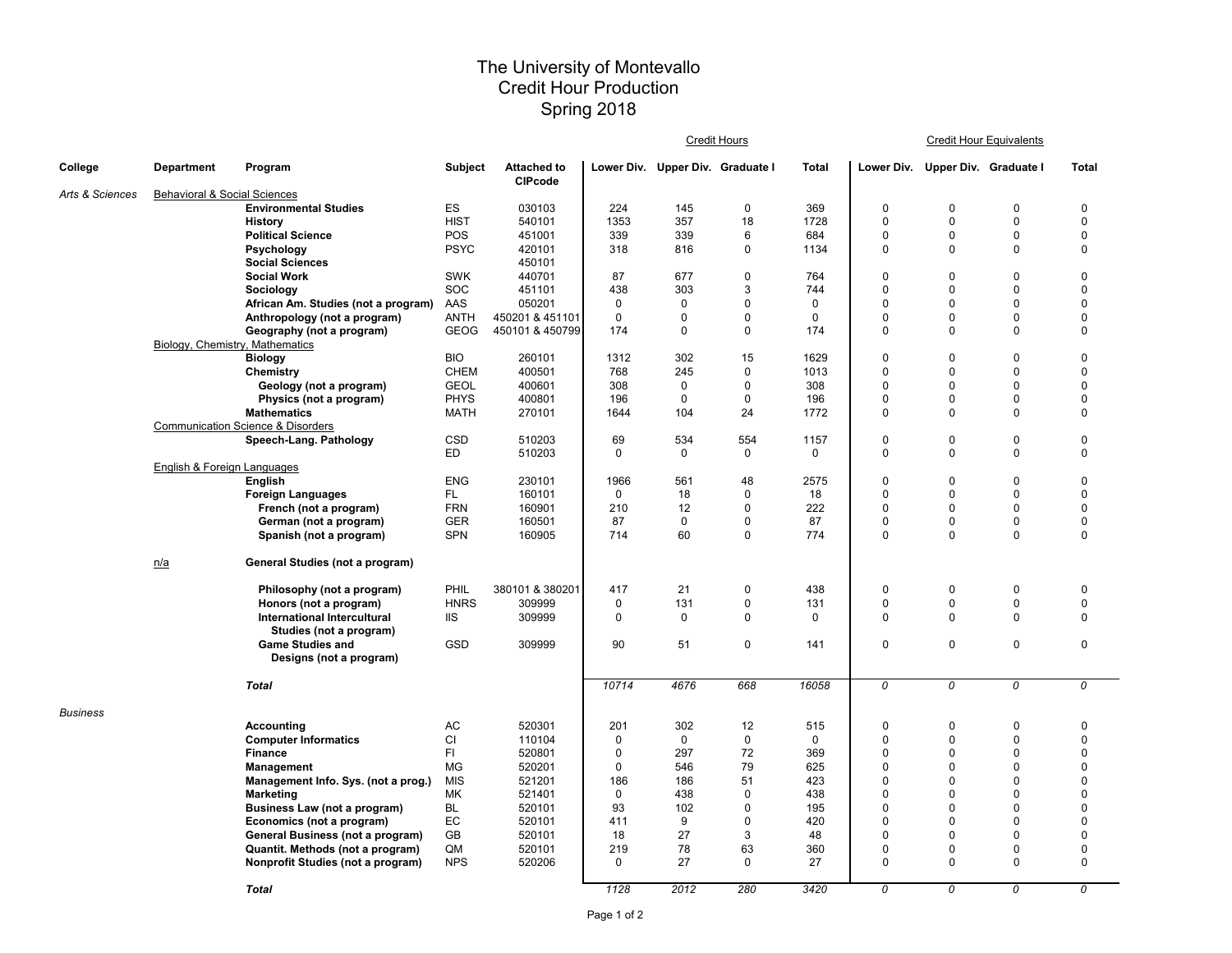# The University of Montevallo
# Credit Hour Production
# Spring 2018

| College | Department | Program | Subject | Attached to CIPcode | Credit Hours Lower Div. | Credit Hours Upper Div. | Credit Hours Graduate I | Credit Hours Total | Credit Hour Equivalents Lower Div. | Credit Hour Equivalents Upper Div. | Credit Hour Equivalents Graduate I | Credit Hour Equivalents Total |
|---|---|---|---|---|---|---|---|---|---|---|---|---|
| *Arts & Sciences* | Behavioral & Social Sciences | | | | | | | | | | | |
| | | **Environmental Studies** | ES | 030103 | 224 | 145 | 0 | 369 | 0 | 0 | 0 | 0 |
| | | **History** | HIST | 540101 | 1353 | 357 | 18 | 1728 | 0 | 0 | 0 | 0 |
| | | **Political Science** | POS | 451001 | 339 | 339 | 6 | 684 | 0 | 0 | 0 | 0 |
| | | **Psychology** | PSYC | 420101 | 318 | 816 | 0 | 1134 | 0 | 0 | 0 | 0 |
| | | **Social Sciences** | | 450101 | | | | | | | | |
| | | **Social Work** | SWK | 440701 | 87 | 677 | 0 | 764 | 0 | 0 | 0 | 0 |
| | | **Sociology** | SOC | 451101 | 438 | 303 | 3 | 744 | 0 | 0 | 0 | 0 |
| | | **African Am. Studies (not a program)** | AAS | 050201 | 0 | 0 | 0 | 0 | 0 | 0 | 0 | 0 |
| | | **Anthropology (not a program)** | ANTH | 450201 & 451101 | 0 | 0 | 0 | 0 | 0 | 0 | 0 | 0 |
| | | **Geography (not a program)** | GEOG | 450101 & 450799 | 174 | 0 | 0 | 174 | 0 | 0 | 0 | 0 |
| | Biology, Chemistry, Mathematics | | | | | | | | | | | |
| | | **Biology** | BIO | 260101 | 1312 | 302 | 15 | 1629 | 0 | 0 | 0 | 0 |
| | | **Chemistry** | CHEM | 400501 | 768 | 245 | 0 | 1013 | 0 | 0 | 0 | 0 |
| | | **Geology (not a program)** | GEOL | 400601 | 308 | 0 | 0 | 308 | 0 | 0 | 0 | 0 |
| | | **Physics (not a program)** | PHYS | 400801 | 196 | 0 | 0 | 196 | 0 | 0 | 0 | 0 |
| | | **Mathematics** | MATH | 270101 | 1644 | 104 | 24 | 1772 | 0 | 0 | 0 | 0 |
| | Communication Science & Disorders | | | | | | | | | | | |
| | | **Speech-Lang. Pathology** | CSD | 510203 | 69 | 534 | 554 | 1157 | 0 | 0 | 0 | 0 |
| | | | ED | 510203 | 0 | 0 | 0 | 0 | 0 | 0 | 0 | 0 |
| | English & Foreign Languages | | | | | | | | | | | |
| | | **English** | ENG | 230101 | 1966 | 561 | 48 | 2575 | 0 | 0 | 0 | 0 |
| | | **Foreign Languages** | FL | 160101 | 0 | 18 | 0 | 18 | 0 | 0 | 0 | 0 |
| | | **French (not a program)** | FRN | 160901 | 210 | 12 | 0 | 222 | 0 | 0 | 0 | 0 |
| | | **German (not a program)** | GER | 160501 | 87 | 0 | 0 | 87 | 0 | 0 | 0 | 0 |
| | | **Spanish (not a program)** | SPN | 160905 | 714 | 60 | 0 | 774 | 0 | 0 | 0 | 0 |
| | n/a | **General Studies (not a program)** | | | | | | | | | | |
| | | **Philosophy (not a program)** | PHIL | 380101 & 380201 | 417 | 21 | 0 | 438 | 0 | 0 | 0 | 0 |
| | | **Honors (not a program)** | HNRS | 309999 | 0 | 131 | 0 | 131 | 0 | 0 | 0 | 0 |
| | | **International Intercultural Studies (not a program)** | IIS | 309999 | 0 | 0 | 0 | 0 | 0 | 0 | 0 | 0 |
| | | **Game Studies and Designs (not a program)** | GSD | 309999 | 90 | 51 | 0 | 141 | 0 | 0 | 0 | 0 |
| | | ***Total*** | | | *10714* | *4676* | *668* | *16058* | *0* | *0* | *0* | *0* |
| *Business* | | | | | | | | | | | | |
| | | **Accounting** | AC | 520301 | 201 | 302 | 12 | 515 | 0 | 0 | 0 | 0 |
| | | **Computer Informatics** | CI | 110104 | 0 | 0 | 0 | 0 | 0 | 0 | 0 | 0 |
| | | **Finance** | FI | 520801 | 0 | 297 | 72 | 369 | 0 | 0 | 0 | 0 |
| | | **Management** | MG | 520201 | 0 | 546 | 79 | 625 | 0 | 0 | 0 | 0 |
| | | **Management Info. Sys. (not a prog.)** | MIS | 521201 | 186 | 186 | 51 | 423 | 0 | 0 | 0 | 0 |
| | | **Marketing** | MK | 521401 | 0 | 438 | 0 | 438 | 0 | 0 | 0 | 0 |
| | | **Business Law (not a program)** | BL | 520101 | 93 | 102 | 0 | 195 | 0 | 0 | 0 | 0 |
| | | **Economics (not a program)** | EC | 520101 | 411 | 9 | 0 | 420 | 0 | 0 | 0 | 0 |
| | | **General Business (not a program)** | GB | 520101 | 18 | 27 | 3 | 48 | 0 | 0 | 0 | 0 |
| | | **Quantit. Methods (not a program)** | QM | 520101 | 219 | 78 | 63 | 360 | 0 | 0 | 0 | 0 |
| | | **Nonprofit Studies (not a program)** | NPS | 520206 | 0 | 27 | 0 | 27 | 0 | 0 | 0 | 0 |
| | | ***Total*** | | | *1128* | *2012* | *280* | *3420* | *0* | *0* | *0* | *0* |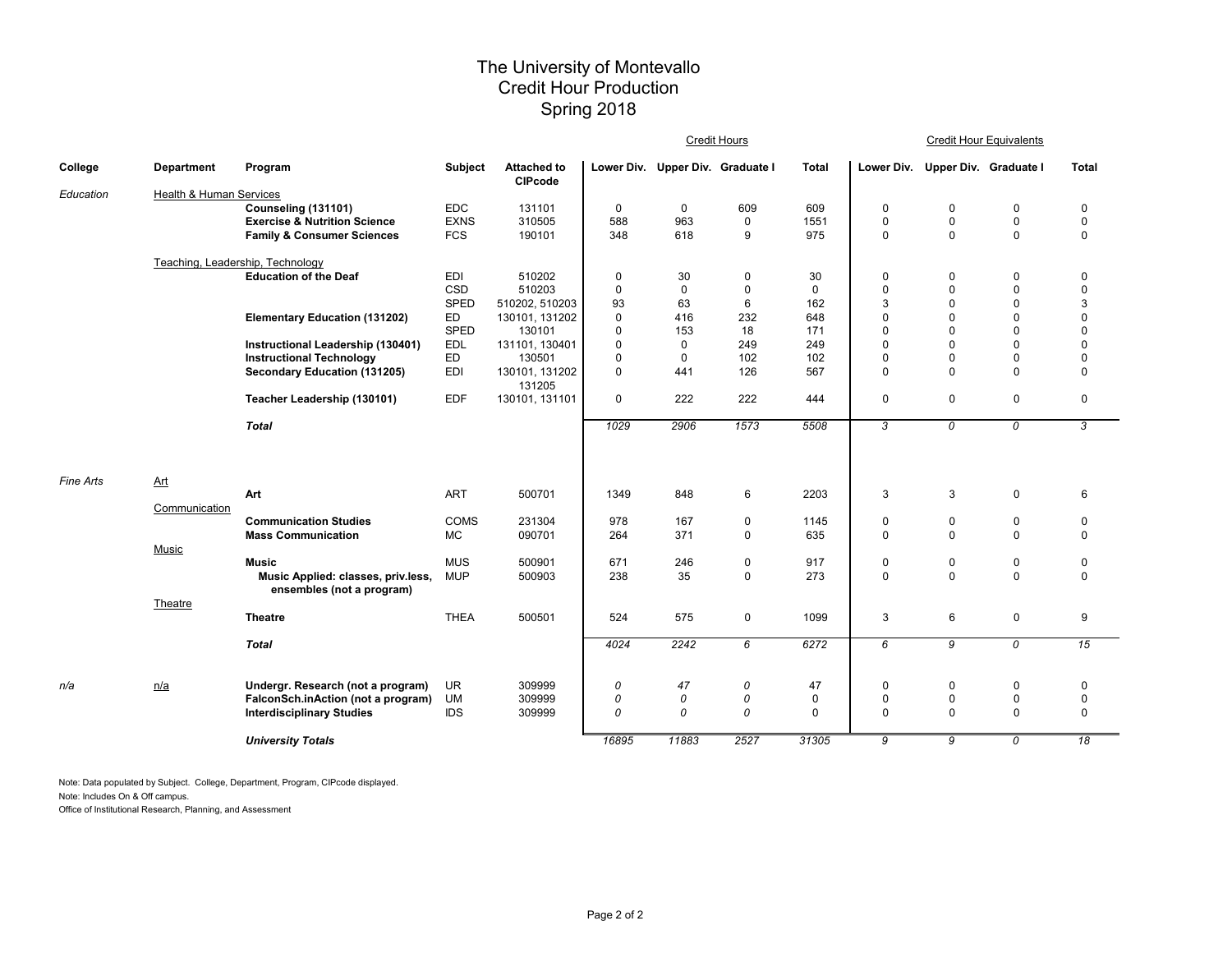# The University of Montevallo
## Credit Hour Production
## Spring 2018

| College | Department | Program | Subject | Attached to CIPcode | Credit Hours | | | | Credit Hour Equivalents | | | |
|---|---|---|---|---|---|---|---|---|---|---|---|---|
| | | | | | Lower Div. | Upper Div. | Graduate I | Total | Lower Div. | Upper Div. | Graduate I | Total |
| *Education* | Health & Human Services | | | | | | | | | | | |
| | | **Counseling (131101)** | EDC | 131101 | 0 | 0 | 609 | 609 | 0 | 0 | 0 | 0 |
| | | **Exercise & Nutrition Science** | EXNS | 310505 | 588 | 963 | 0 | 1551 | 0 | 0 | 0 | 0 |
| | | **Family & Consumer Sciences** | FCS | 190101 | 348 | 618 | 9 | 975 | 0 | 0 | 0 | 0 |
| | Teaching, Leadership, Technology | | | | | | | | | | | |
| | | **Education of the Deaf** | EDI | 510202 | 0 | 30 | 0 | 30 | 0 | 0 | 0 | 0 |
| | | | CSD | 510203 | 0 | 0 | 0 | 0 | 0 | 0 | 0 | 0 |
| | | | SPED | 510202, 510203 | 93 | 63 | 6 | 162 | 3 | 0 | 0 | 3 |
| | | **Elementary Education (131202)** | ED | 130101, 131202 | 0 | 416 | 232 | 648 | 0 | 0 | 0 | 0 |
| | | | SPED | 130101 | 0 | 153 | 18 | 171 | 0 | 0 | 0 | 0 |
| | | **Instructional Leadership (130401)** | EDL | 131101, 130401 | 0 | 0 | 249 | 249 | 0 | 0 | 0 | 0 |
| | | **Instructional Technology** | ED | 130501 | 0 | 0 | 102 | 102 | 0 | 0 | 0 | 0 |
| | | **Secondary Education (131205)** | EDI | 130101, 131202 131205 | 0 | 441 | 126 | 567 | 0 | 0 | 0 | 0 |
| | | **Teacher Leadership (130101)** | EDF | 130101, 131101 | 0 | 222 | 222 | 444 | 0 | 0 | 0 | 0 |
| | | ***Total*** | | | *1029* | *2906* | *1573* | *5508* | *3* | *0* | *0* | *3* |
| *Fine Arts* | Art | | | | | | | | | | | |
| | | **Art** | ART | 500701 | 1349 | 848 | 6 | 2203 | 3 | 3 | 0 | 6 |
| | Communication | | | | | | | | | | | |
| | | **Communication Studies** | COMS | 231304 | 978 | 167 | 0 | 1145 | 0 | 0 | 0 | 0 |
| | | **Mass Communication** | MC | 090701 | 264 | 371 | 0 | 635 | 0 | 0 | 0 | 0 |
| | Music | | | | | | | | | | | |
| | | **Music** | MUS | 500901 | 671 | 246 | 0 | 917 | 0 | 0 | 0 | 0 |
| | | **Music Applied: classes, priv.less, ensembles (not a program)** | MUP | 500903 | 238 | 35 | 0 | 273 | 0 | 0 | 0 | 0 |
| | Theatre | | | | | | | | | | | |
| | | **Theatre** | THEA | 500501 | 524 | 575 | 0 | 1099 | 3 | 6 | 0 | 9 |
| | | ***Total*** | | | *4024* | *2242* | *6* | *6272* | *6* | *9* | *0* | *15* |
| *n/a* | n/a | **Undergr. Research (not a program)** | UR | 309999 | *0* | *47* | *0* | 47 | 0 | 0 | 0 | 0 |
| | | **FalconSch.inAction (not a program)** | UM | 309999 | *0* | *0* | *0* | 0 | 0 | 0 | 0 | 0 |
| | | **Interdisciplinary Studies** | IDS | 309999 | *0* | *0* | *0* | 0 | 0 | 0 | 0 | 0 |
| | | ***University Totals*** | | | *16895* | *11883* | *2527* | *31305* | *9* | *9* | *0* | *18* |

Note: Data populated by Subject. College, Department, Program, CIPcode displayed.

Note: Includes On & Off campus.

Office of Institutional Research, Planning, and Assessment